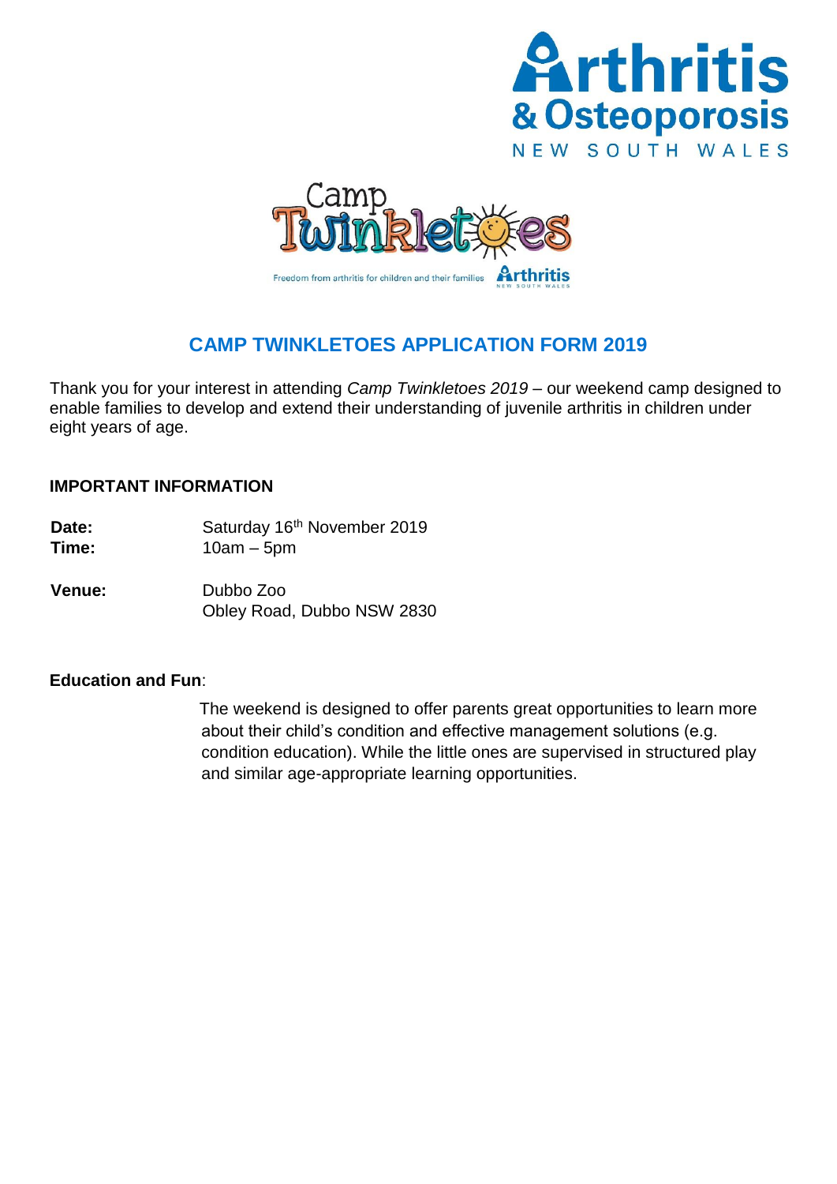# CAMP TWINKLETOES APPLICATION FORM 2019

Thank you for your interest in attending *Camp Twinkletoes 2019* – our weekend camp designed to enable families to develop and extend their understanding of juvenile arthritis in children under eight years of age.

## IMPORTANT INFORMATION

**Date:** Saturday 16th November 2019
**Time:** 10am – 5pm

**Venue:** Dubbo Zoo
Obley Road, Dubbo NSW 2830

**Education and Fun**:

The weekend is designed to offer parents great opportunities to learn more about their child's condition and effective management solutions (e.g. condition education). While the little ones are supervised in structured play and similar age-appropriate learning opportunities.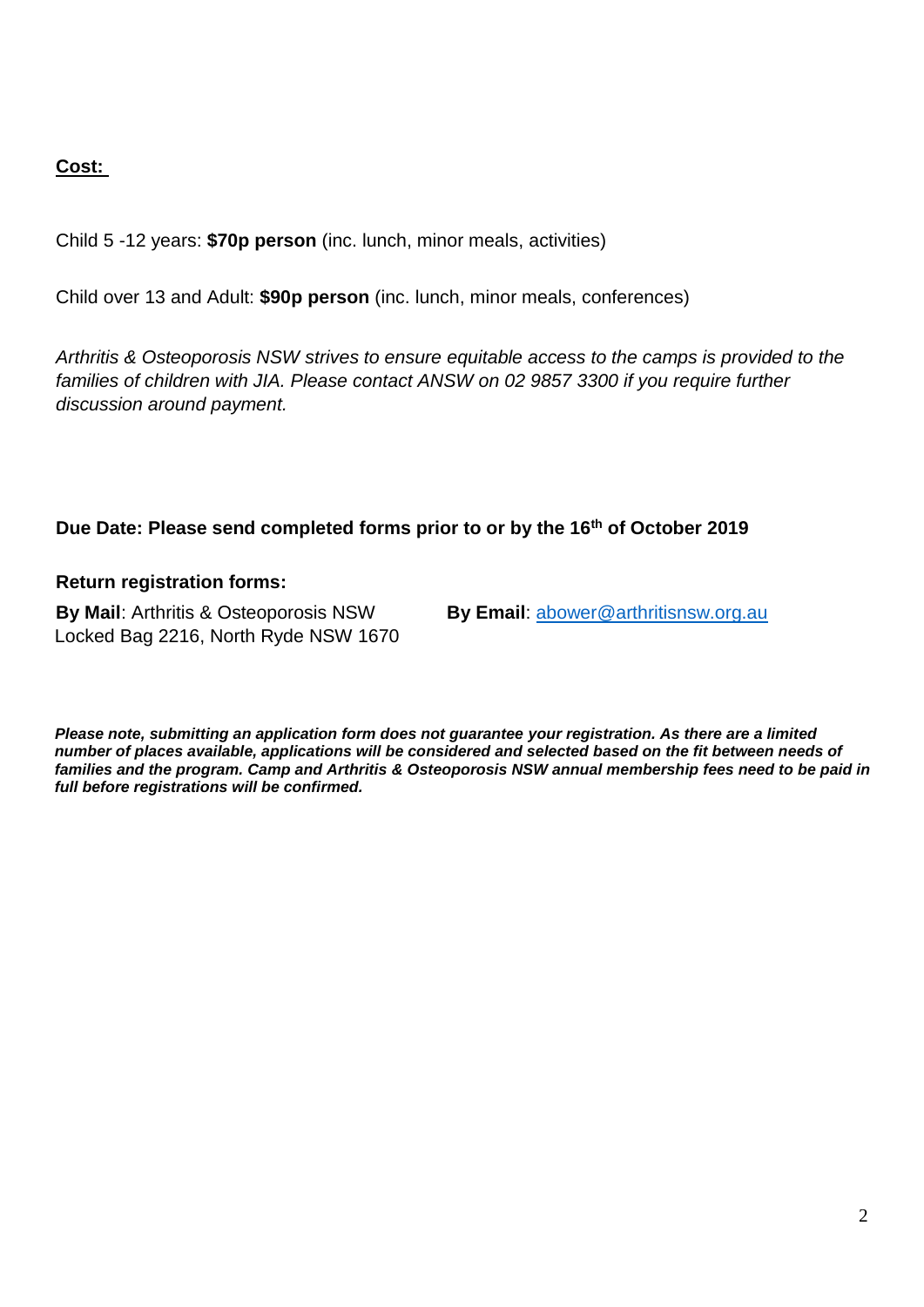**Cost:**

Child 5 -12 years: **$70p person** (inc. lunch, minor meals, activities)

Child over 13 and Adult: **$90p person** (inc. lunch, minor meals, conferences)

*Arthritis & Osteoporosis NSW strives to ensure equitable access to the camps is provided to the families of children with JIA. Please contact ANSW on 02 9857 3300 if you require further discussion around payment.*

**Due Date: Please send completed forms prior to or by the 16th of October 2019**

**Return registration forms:**

**By Mail**: Arthritis & Osteoporosis NSW
Locked Bag 2216, North Ryde NSW 1670

**By Email**: abower@arthritisnsw.org.au

***Please note, submitting an application form does not guarantee your registration. As there are a limited number of places available, applications will be considered and selected based on the fit between needs of families and the program. Camp and Arthritis & Osteoporosis NSW annual membership fees need to be paid in full before registrations will be confirmed.***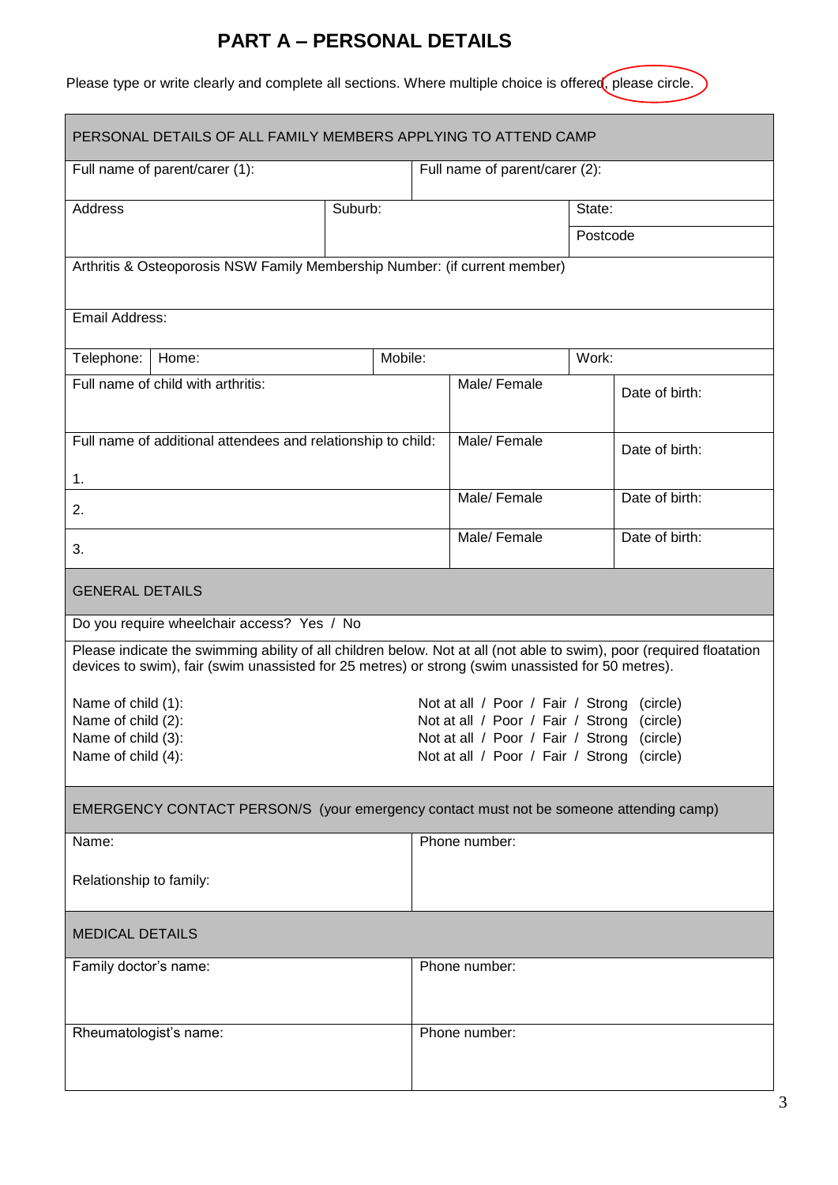# PART A – PERSONAL DETAILS

Please type or write clearly and complete all sections. Where multiple choice is offered, please circle.

| PERSONAL DETAILS OF ALL FAMILY MEMBERS APPLYING TO ATTEND CAMP | | | | |
|---|---|---|---|---|
| Full name of parent/carer (1): | | Full name of parent/carer (2): | | |
| Address | Suburb: | | State: | Postcode |
| Arthritis & Osteoporosis NSW Family Membership Number: (if current member) | | | | |
| Email Address: | | | | |
| Telephone: Home: | | Mobile: | Work: | |
| Full name of child with arthritis: | | Male/ Female | Date of birth: | |
| Full name of additional attendees and relationship to child: 1. | | Male/ Female | Date of birth: | |
| 2. | | Male/ Female | Date of birth: | |
| 3. | | Male/ Female | Date of birth: | |

| GENERAL DETAILS |
|---|
| Do you require wheelchair access? Yes / No |
| Please indicate the swimming ability of all children below. Not at all (not able to swim), poor (required floatation devices to swim), fair (swim unassisted for 25 metres) or strong (swim unassisted for 50 metres). |

| | |
|---|---|
| Name of child (1): | Not at all / Poor / Fair / Strong (circle) |
| Name of child (2): | Not at all / Poor / Fair / Strong (circle) |
| Name of child (3): | Not at all / Poor / Fair / Strong (circle) |
| Name of child (4): | Not at all / Poor / Fair / Strong (circle) |

| EMERGENCY CONTACT PERSON/S (your emergency contact must not be someone attending camp) | |
|---|---|
| Name: | Phone number: |
| Relationship to family: | |

| MEDICAL DETAILS | |
|---|---|
| Family doctor's name: | Phone number: |
| Rheumatologist's name: | Phone number: |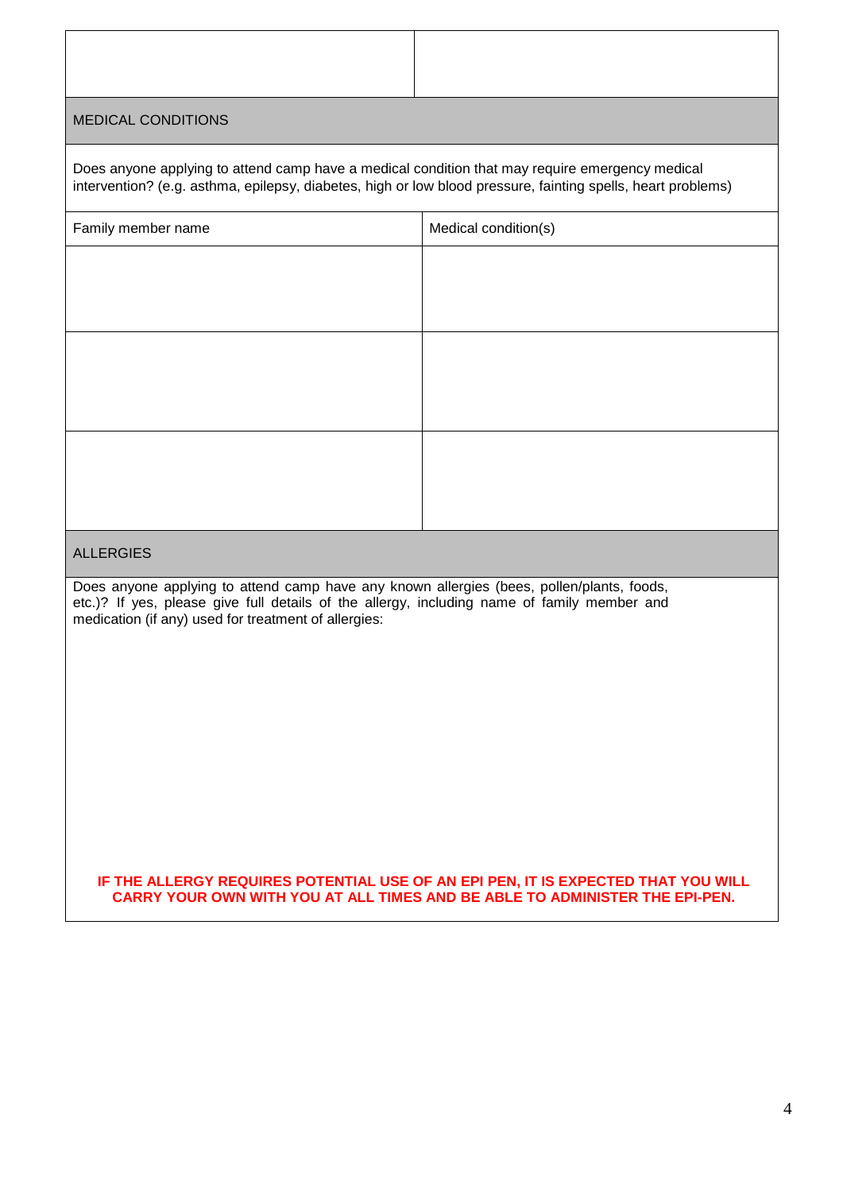| | |
|---|---|
| | |

## MEDICAL CONDITIONS

Does anyone applying to attend camp have a medical condition that may require emergency medical intervention? (e.g. asthma, epilepsy, diabetes, high or low blood pressure, fainting spells, heart problems)

| Family member name | Medical condition(s) |
|---|---|
| | |
| | |
| | |

## ALLERGIES

Does anyone applying to attend camp have any known allergies (bees, pollen/plants, foods, etc.)? If yes, please give full details of the allergy, including name of family member and medication (if any) used for treatment of allergies:

**IF THE ALLERGY REQUIRES POTENTIAL USE OF AN EPI PEN, IT IS EXPECTED THAT YOU WILL CARRY YOUR OWN WITH YOU AT ALL TIMES AND BE ABLE TO ADMINISTER THE EPI-PEN.**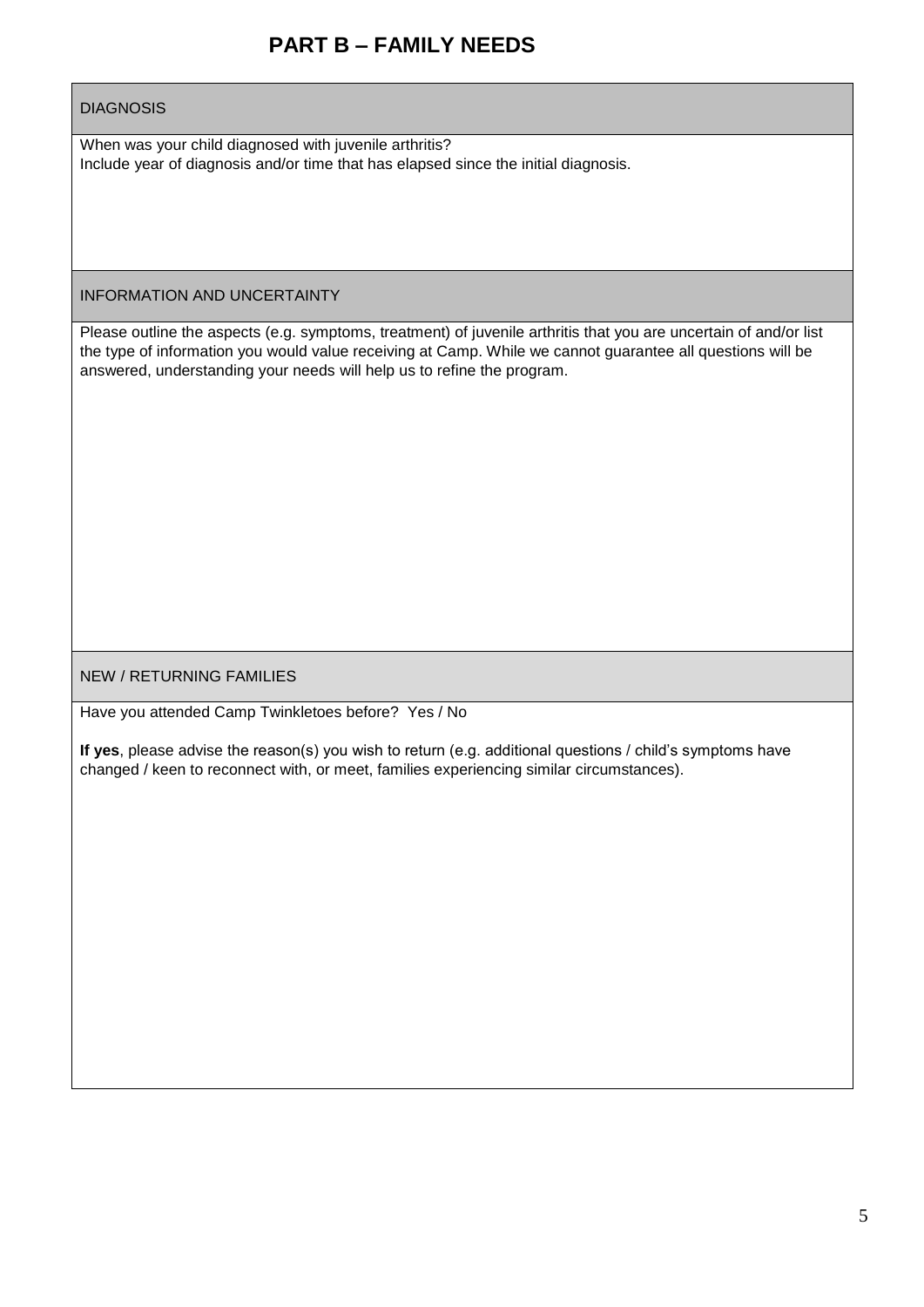# PART B – FAMILY NEEDS

## DIAGNOSIS

When was your child diagnosed with juvenile arthritis?
Include year of diagnosis and/or time that has elapsed since the initial diagnosis.

## INFORMATION AND UNCERTAINTY

Please outline the aspects (e.g. symptoms, treatment) of juvenile arthritis that you are uncertain of and/or list the type of information you would value receiving at Camp. While we cannot guarantee all questions will be answered, understanding your needs will help us to refine the program.

## NEW / RETURNING FAMILIES

Have you attended Camp Twinkletoes before? Yes / No

**If yes**, please advise the reason(s) you wish to return (e.g. additional questions / child's symptoms have changed / keen to reconnect with, or meet, families experiencing similar circumstances).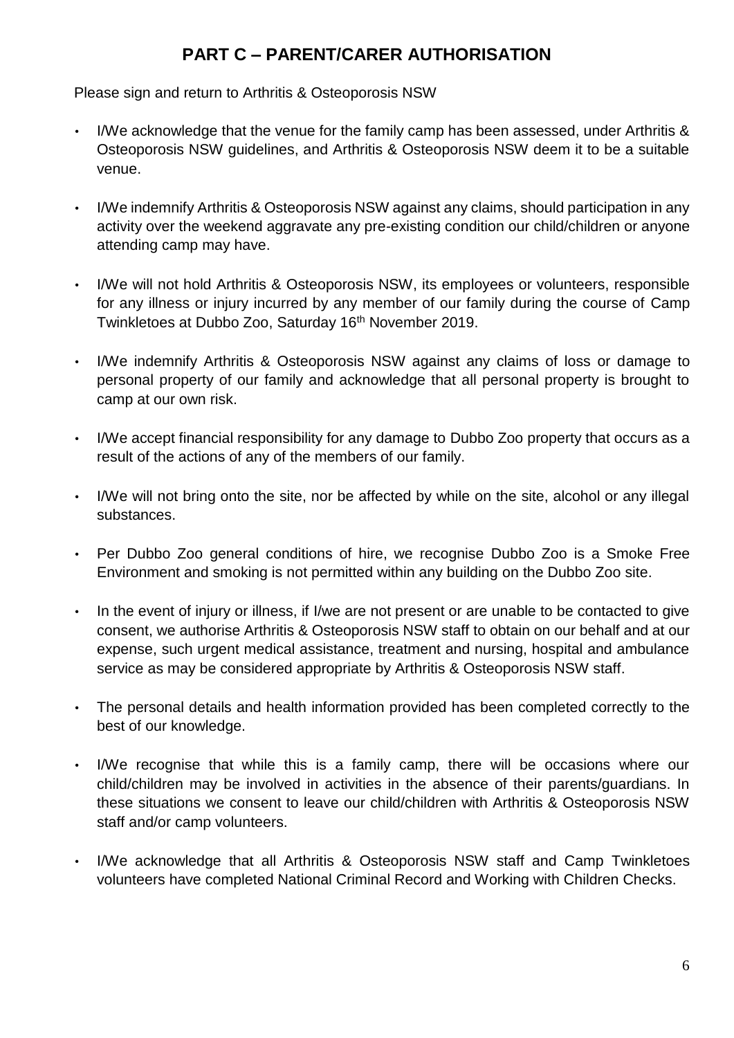## PART C – PARENT/CARER AUTHORISATION

Please sign and return to Arthritis & Osteoporosis NSW

- I/We acknowledge that the venue for the family camp has been assessed, under Arthritis & Osteoporosis NSW guidelines, and Arthritis & Osteoporosis NSW deem it to be a suitable venue.
- I/We indemnify Arthritis & Osteoporosis NSW against any claims, should participation in any activity over the weekend aggravate any pre-existing condition our child/children or anyone attending camp may have.
- I/We will not hold Arthritis & Osteoporosis NSW, its employees or volunteers, responsible for any illness or injury incurred by any member of our family during the course of Camp Twinkletoes at Dubbo Zoo, Saturday 16th November 2019.
- I/We indemnify Arthritis & Osteoporosis NSW against any claims of loss or damage to personal property of our family and acknowledge that all personal property is brought to camp at our own risk.
- I/We accept financial responsibility for any damage to Dubbo Zoo property that occurs as a result of the actions of any of the members of our family.
- I/We will not bring onto the site, nor be affected by while on the site, alcohol or any illegal substances.
- Per Dubbo Zoo general conditions of hire, we recognise Dubbo Zoo is a Smoke Free Environment and smoking is not permitted within any building on the Dubbo Zoo site.
- In the event of injury or illness, if I/we are not present or are unable to be contacted to give consent, we authorise Arthritis & Osteoporosis NSW staff to obtain on our behalf and at our expense, such urgent medical assistance, treatment and nursing, hospital and ambulance service as may be considered appropriate by Arthritis & Osteoporosis NSW staff.
- The personal details and health information provided has been completed correctly to the best of our knowledge.
- I/We recognise that while this is a family camp, there will be occasions where our child/children may be involved in activities in the absence of their parents/guardians. In these situations we consent to leave our child/children with Arthritis & Osteoporosis NSW staff and/or camp volunteers.
- I/We acknowledge that all Arthritis & Osteoporosis NSW staff and Camp Twinkletoes volunteers have completed National Criminal Record and Working with Children Checks.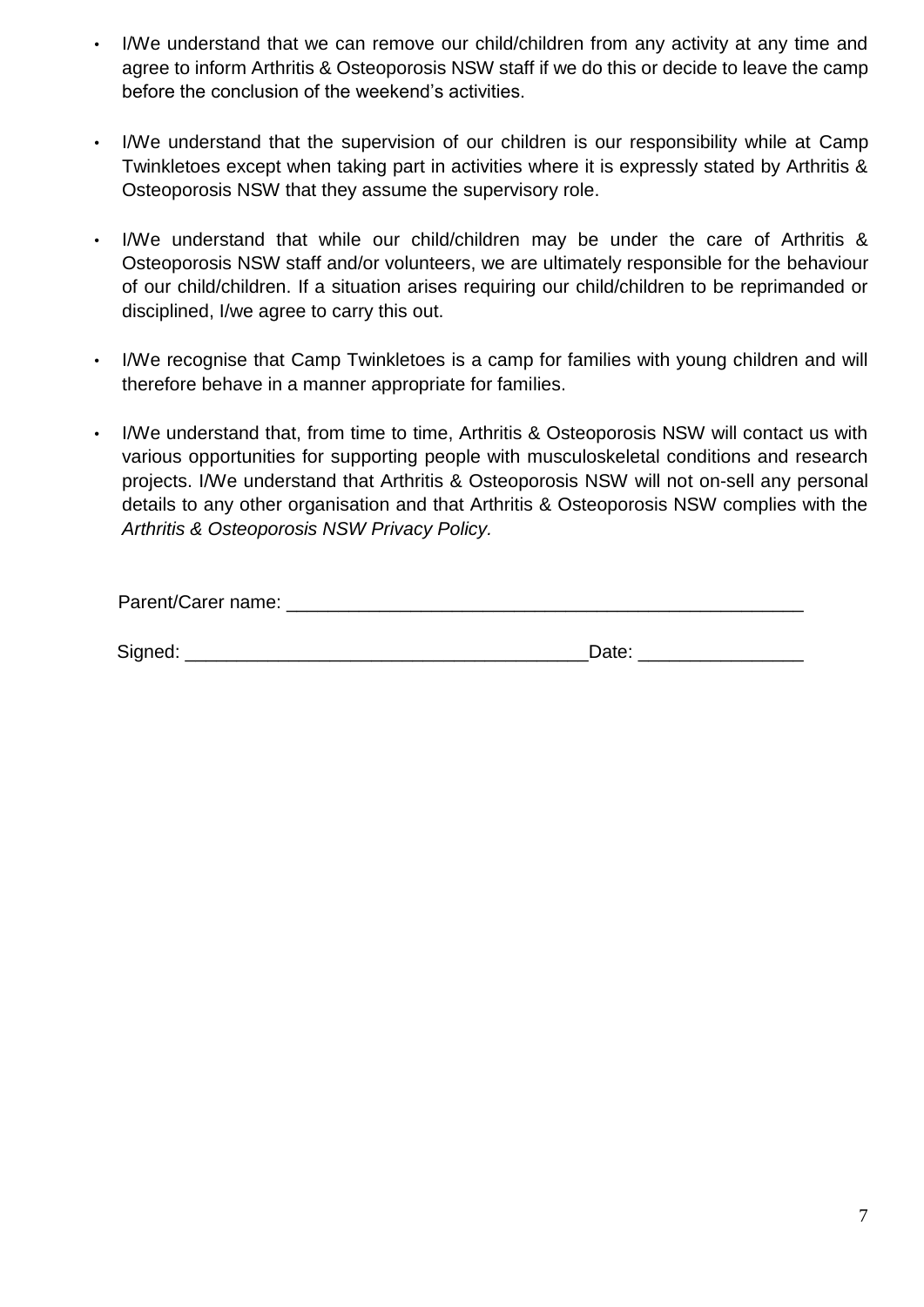- I/We understand that we can remove our child/children from any activity at any time and agree to inform Arthritis & Osteoporosis NSW staff if we do this or decide to leave the camp before the conclusion of the weekend's activities.

- I/We understand that the supervision of our children is our responsibility while at Camp Twinkletoes except when taking part in activities where it is expressly stated by Arthritis & Osteoporosis NSW that they assume the supervisory role.

- I/We understand that while our child/children may be under the care of Arthritis & Osteoporosis NSW staff and/or volunteers, we are ultimately responsible for the behaviour of our child/children. If a situation arises requiring our child/children to be reprimanded or disciplined, I/we agree to carry this out.

- I/We recognise that Camp Twinkletoes is a camp for families with young children and will therefore behave in a manner appropriate for families.

- I/We understand that, from time to time, Arthritis & Osteoporosis NSW will contact us with various opportunities for supporting people with musculoskeletal conditions and research projects. I/We understand that Arthritis & Osteoporosis NSW will not on-sell any personal details to any other organisation and that Arthritis & Osteoporosis NSW complies with the *Arthritis & Osteoporosis NSW Privacy Policy.*

Parent/Carer name: ____________________________________________________

Signed: ________________________________________Date: ________________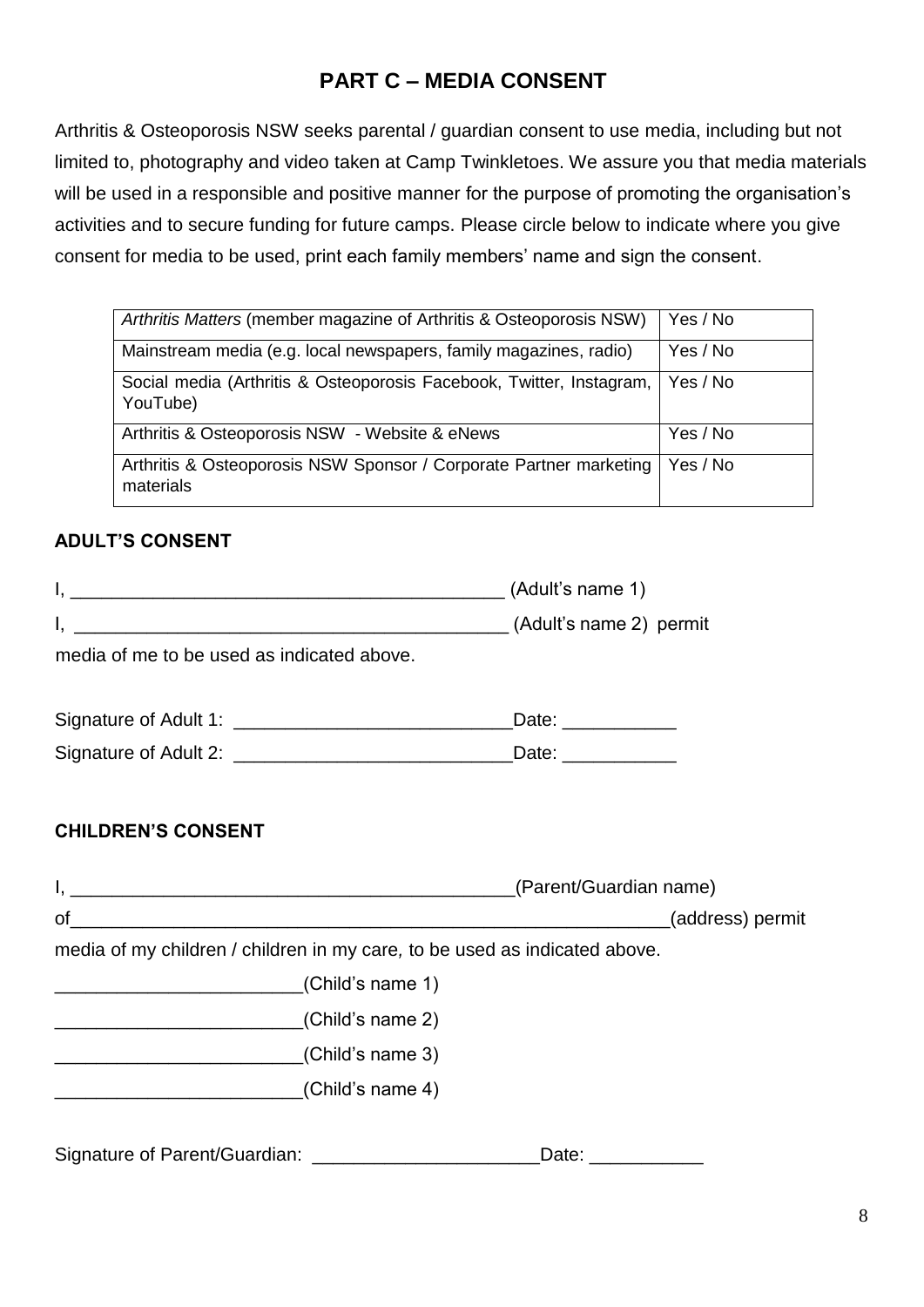## PART C – MEDIA CONSENT

Arthritis & Osteoporosis NSW seeks parental / guardian consent to use media, including but not limited to, photography and video taken at Camp Twinkletoes. We assure you that media materials will be used in a responsible and positive manner for the purpose of promoting the organisation's activities and to secure funding for future camps. Please circle below to indicate where you give consent for media to be used, print each family members' name and sign the consent.

| | |
|---|---|
| *Arthritis Matters* (member magazine of Arthritis & Osteoporosis NSW) | Yes / No |
| Mainstream media (e.g. local newspapers, family magazines, radio) | Yes / No |
| Social media (Arthritis & Osteoporosis Facebook, Twitter, Instagram, YouTube) | Yes / No |
| Arthritis & Osteoporosis NSW - Website & eNews | Yes / No |
| Arthritis & Osteoporosis NSW Sponsor / Corporate Partner marketing materials | Yes / No |

**ADULT'S CONSENT**

I, __________________________________________ (Adult's name 1)

I, __________________________________________ (Adult's name 2) permit

media of me to be used as indicated above.

Signature of Adult 1: ___________________________Date: ___________

Signature of Adult 2: ___________________________Date: ___________

**CHILDREN'S CONSENT**

I, ____________________________________________(Parent/Guardian name)

of____________________________________________________________(address) permit

media of my children / children in my care, to be used as indicated above.

________________________(Child's name 1)

________________________(Child's name 2)

________________________(Child's name 3)

________________________(Child's name 4)

Signature of Parent/Guardian: ______________________Date: ___________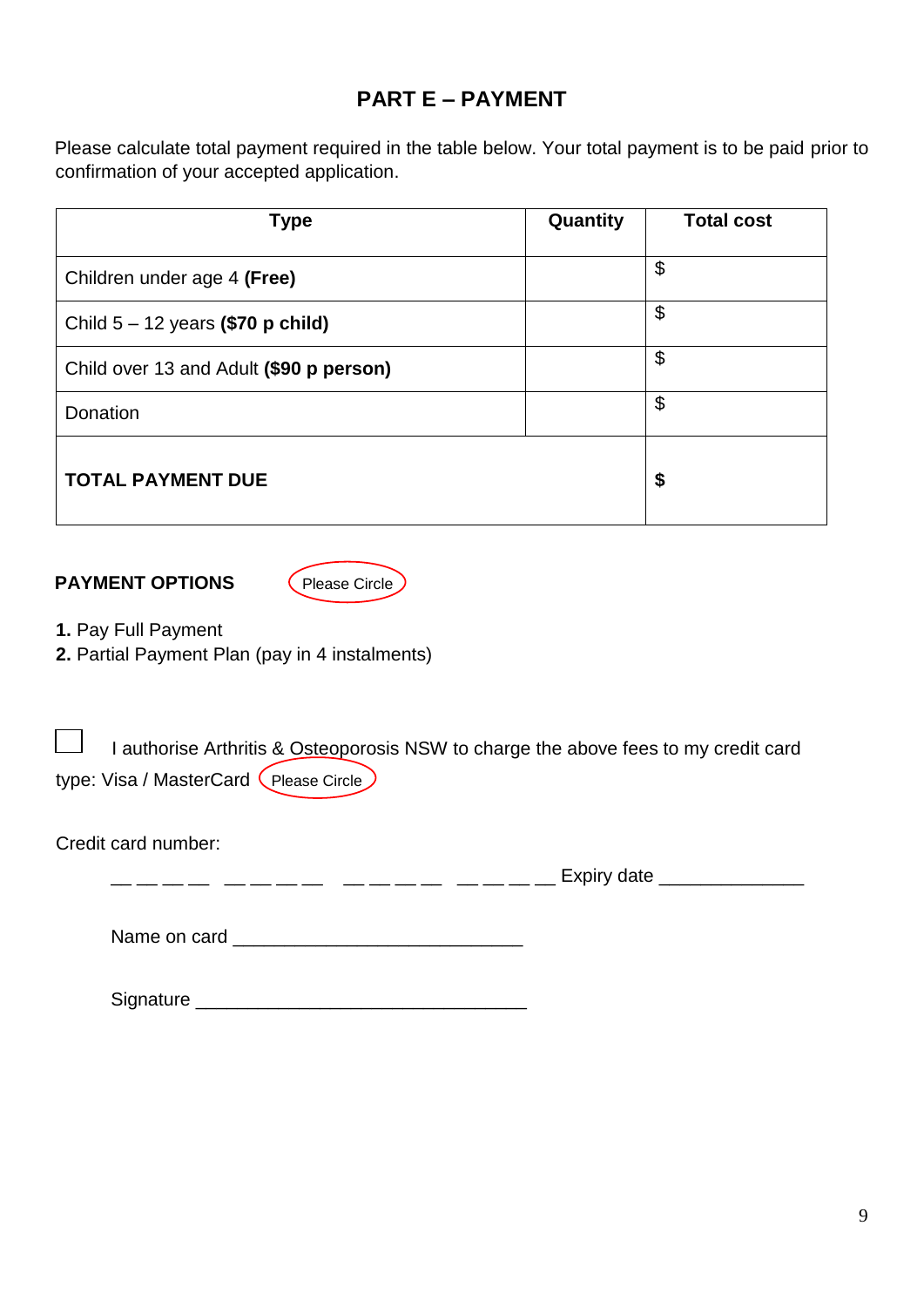## PART E – PAYMENT

Please calculate total payment required in the table below. Your total payment is to be paid prior to confirmation of your accepted application.

| Type | Quantity | Total cost |
|---|---|---|
| Children under age 4 **(Free)** | | $ |
| Child 5 – 12 years **($70 p child)** | | $ |
| Child over 13 and Adult **($90 p person)** | | $ |
| Donation | | $ |
| **TOTAL PAYMENT DUE** | | **$** |

**PAYMENT OPTIONS** Please Circle

**1.** Pay Full Payment
**2.** Partial Payment Plan (pay in 4 instalments)

☐ I authorise Arthritis & Osteoporosis NSW to charge the above fees to my credit card type: Visa / MasterCard Please Circle

Credit card number:

__ __ __ __ &nbsp; __ __ __ __ &nbsp; __ __ __ __ &nbsp; __ __ __ __ Expiry date ______________

Name on card ____________________________

Signature ________________________________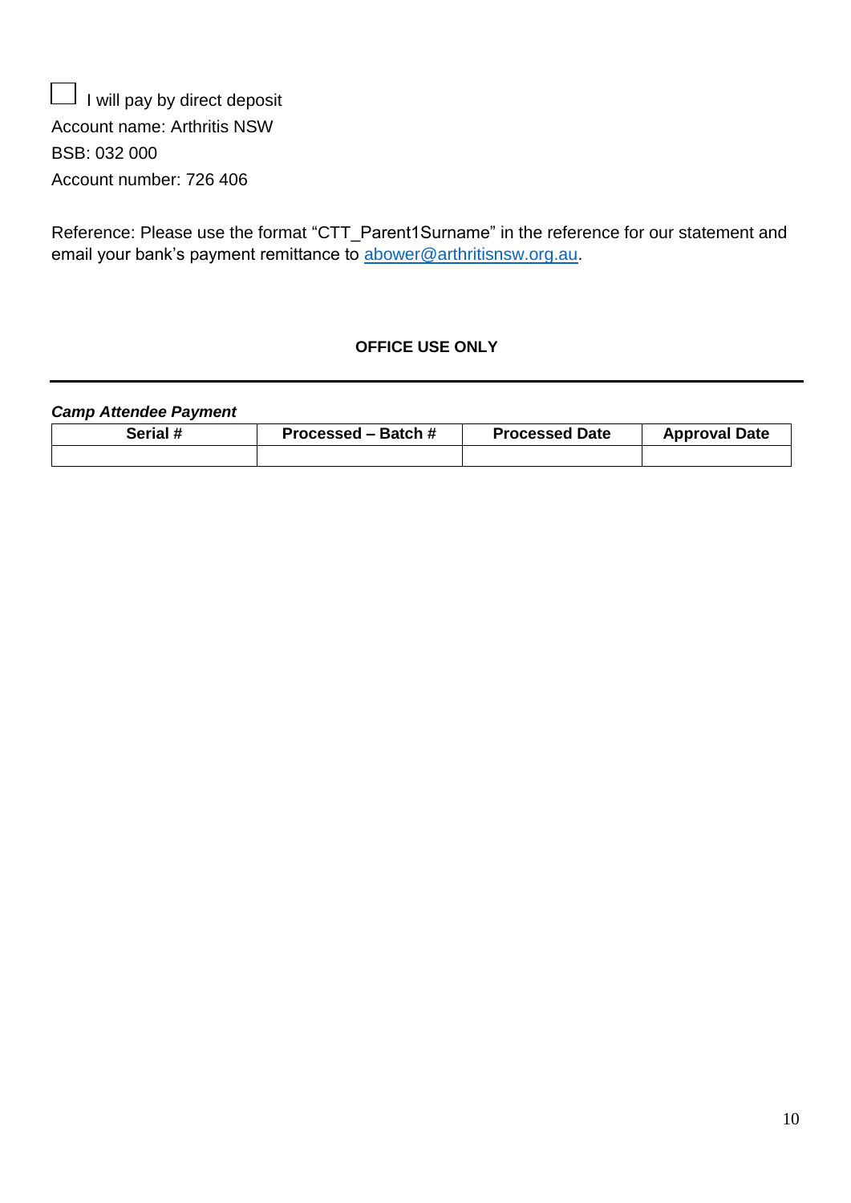☐ I will pay by direct deposit

Account name: Arthritis NSW

BSB: 032 000

Account number: 726 406

Reference: Please use the format "CTT_Parent1Surname" in the reference for our statement and email your bank's payment remittance to abower@arthritisnsw.org.au.

**OFFICE USE ONLY**

---

***Camp Attendee Payment***

| Serial # | Processed – Batch # | Processed Date | Approval Date |
|---|---|---|---|
| | | | |